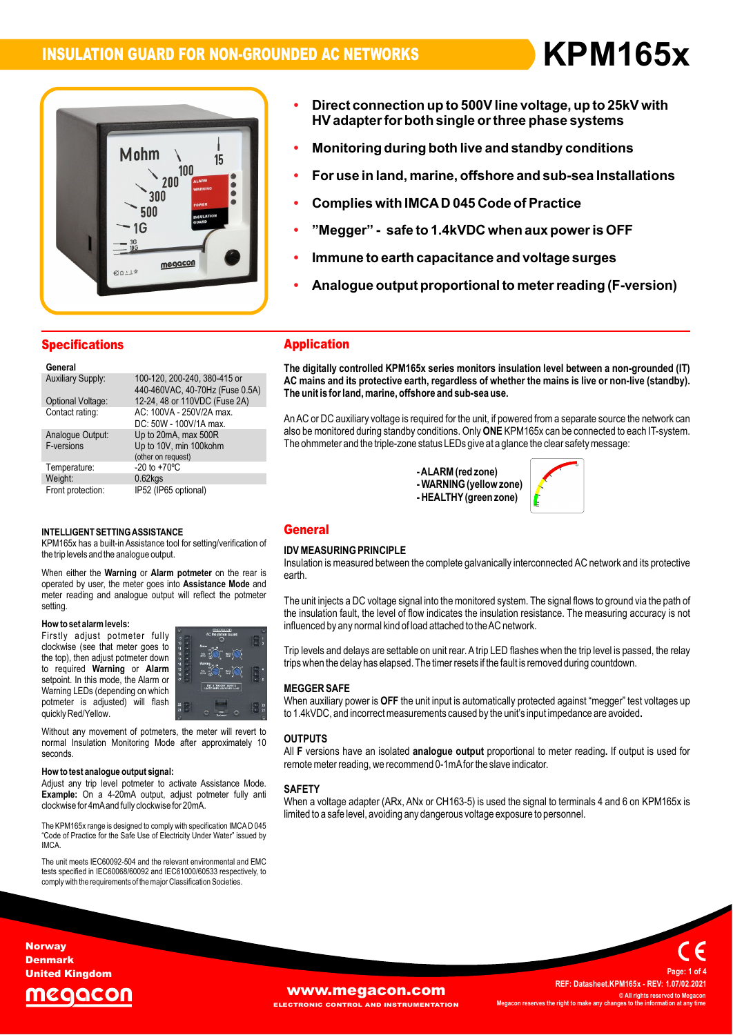# INSULATION GUARD FOR NON-GROUNDED AC NETWORKS

# KPM165x

- **Direct connection up to 500V line voltage, up to 25kV with HV adapter for both single or three phase systems**
- **Monitoring during both live and standby conditions**
- **For use in land, marine, offshore and sub-sea Installations**
- **Complies with IMCA D 045 Code of Practice**
- **"Megger" - safe to 1.4kVDC when aux power is OFF**
- **Immune to earth capacitance and voltage surges**
- **Analogue output proportional to meter reading (F-version)**

## Specifications

| General | |
|---|---|
| Auxiliary Supply: | 100-120, 200-240, 380-415 or 440-460VAC, 40-70Hz (Fuse 0.5A) |
| Optional Voltage: | 12-24, 48 or 110VDC (Fuse 2A) |
| Contact rating: | AC: 100VA - 250V/2A max. DC: 50W - 100V/1A max. |
| Analogue Output: F-versions | Up to 20mA, max 500R Up to 10V, min 100kohm (other on request) |
| Temperature: | -20 to +70ºC |
| Weight: | 0.62kgs |
| Front protection: | IP52 (IP65 optional) |

### INTELLIGENT SETTING ASSISTANCE

KPM165x has a built-in Assistance tool for setting/verification of the trip levels and the analogue output.

When either the **Warning** or **Alarm potmeter** on the rear is operated by user, the meter goes into **Assistance Mode** and meter reading and analogue output will reflect the potmeter setting.

**How to set alarm levels:**

Firstly adjust potmeter fully clockwise (see that meter goes to the top), then adjust potmeter down to required **Warning** or **Alarm** setpoint. In this mode, the Alarm or Warning LEDs (depending on which potmeter is adjusted) will flash quickly Red/Yellow.

Without any movement of potmeters, the meter will revert to normal Insulation Monitoring Mode after approximately 10 seconds.

**How to test analogue output signal:**

Adjust any trip level potmeter to activate Assistance Mode. **Example:** On a 4-20mA output, adjust potmeter fully anti clockwise for 4mA and fully clockwise for 20mA.

The KPM165x range is designed to comply with specification IMCA D 045 "Code of Practice for the Safe Use of Electricity Under Water" issued by IMCA.

The unit meets IEC60092-504 and the relevant environmental and EMC tests specified in IEC60068/60092 and IEC61000/60533 respectively, to comply with the requirements of the major Classification Societies.

## Application

**The digitally controlled KPM165x series monitors insulation level between a non-grounded (IT) AC mains and its protective earth, regardless of whether the mains is live or non-live (standby). The unit is for land, marine, offshore and sub-sea use.**

An AC or DC auxiliary voltage is required for the unit, if powered from a separate source the network can also be monitored during standby conditions. Only **ONE** KPM165x can be connected to each IT-system. The ohmmeter and the triple-zone status LEDs give at a glance the clear safety message:

- **ALARM (red zone)**
- **WARNING (yellow zone)**
- **HEALTHY (green zone)**

## General

### IDV MEASURING PRINCIPLE

Insulation is measured between the complete galvanically interconnected AC network and its protective earth.

The unit injects a DC voltage signal into the monitored system. The signal flows to ground via the path of the insulation fault, the level of flow indicates the insulation resistance. The measuring accuracy is not influenced by any normal kind of load attached to the AC network.

Trip levels and delays are settable on unit rear. A trip LED flashes when the trip level is passed, the relay trips when the delay has elapsed. The timer resets if the fault is removed during countdown.

### MEGGER SAFE

When auxiliary power is **OFF** the unit input is automatically protected against "megger" test voltages up to 1.4kVDC, and incorrect measurements caused by the unit's input impedance are avoided.

### OUTPUTS

All **F** versions have an isolated **analogue output** proportional to meter reading. If output is used for remote meter reading, we recommend 0-1mA for the slave indicator.

### SAFETY

When a voltage adapter (ARx, ANx or CH163-5) is used the signal to terminals 4 and 6 on KPM165x is limited to a safe level, avoiding any dangerous voltage exposure to personnel.

Norway
Denmark
United Kingdom

www.megacon.com
ELECTRONIC CONTROL AND INSTRUMENTATION

REF: Datasheet.KPM165x - REV: 1.07/02.2021
© All rights reserved to Megacon
Megacon reserves the right to make any changes to the information at any time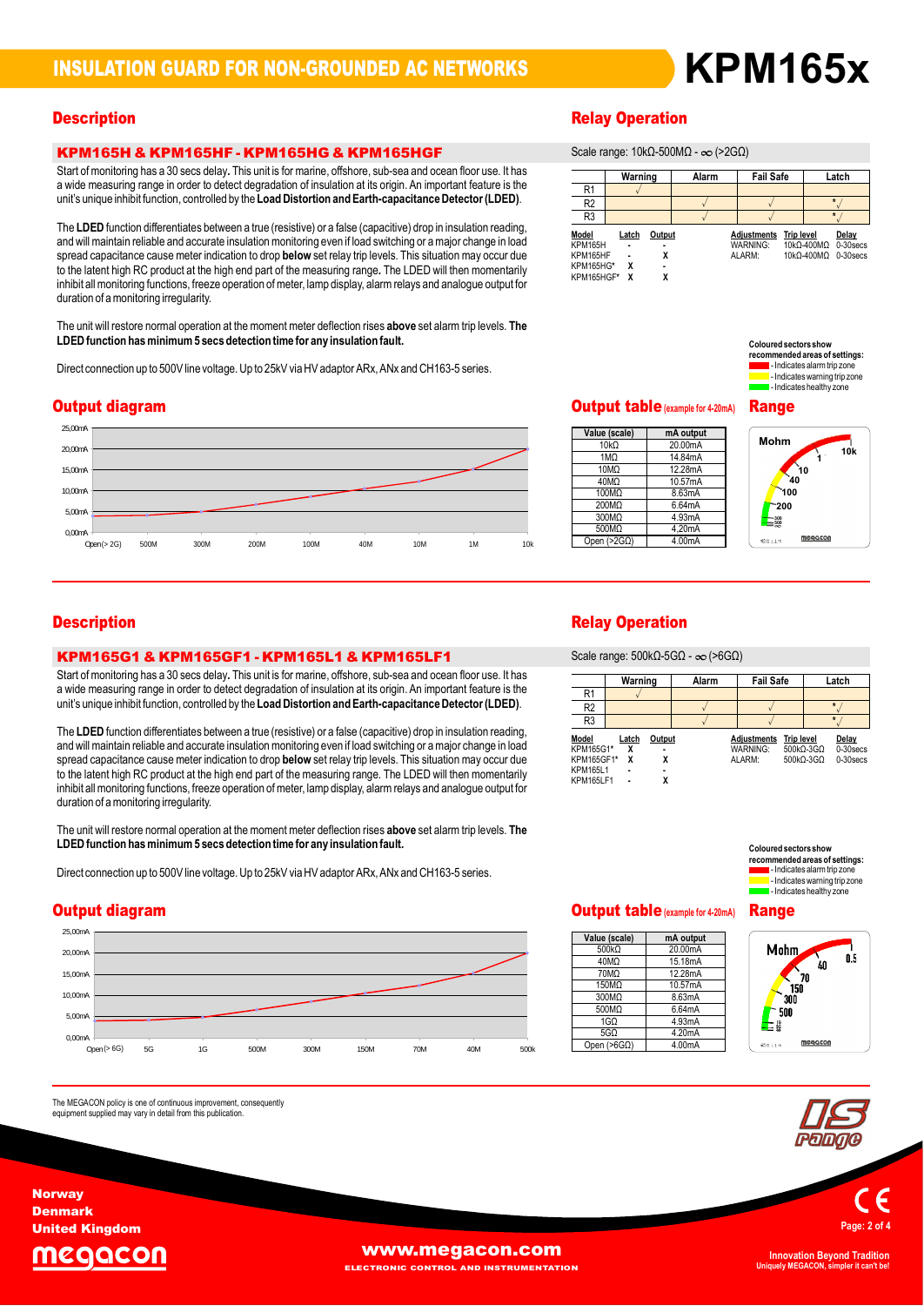# INSULATION GUARD FOR NON-GROUNDED AC NETWORKS

# KPM165x

## Description

### KPM165H & KPM165HF - KPM165HG & KPM165HGF

Start of monitoring has a 30 secs delay**.** This unit is for marine, offshore, sub-sea and ocean floor use. It has a wide measuring range in order to detect degradation of insulation at its origin. An important feature is the unit's unique inhibit function, controlled by the **Load Distortion and Earth-capacitance Detector (LDED)**.

The **LDED** function differentiates between a true (resistive) or a false (capacitive) drop in insulation reading, and will maintain reliable and accurate insulation monitoring even if load switching or a major change in load spread capacitance cause meter indication to drop **below** set relay trip levels. This situation may occur due to the latent high RC product at the high end part of the measuring range**.** The LDED will then momentarily inhibit all monitoring functions, freeze operation of meter, lamp display, alarm relays and analogue output for duration of a monitoring irregularity.

The unit will restore normal operation at the moment meter deflection rises **above** set alarm trip levels. **The LDED function has minimum 5 secs detection time for any insulation fault.**

Direct connection up to 500V line voltage. Up to 25kV via HV adaptor ARx, ANx and CH163-5 series.

## Relay Operation

Scale range: 10kΩ-500MΩ - ∞ (>2GΩ)

| | Warning | Alarm | Fail Safe | Latch |
|---|---|---|---|---|
| R1 | √ | | | |
| R2 | | √ | √ | * √ |
| R3 | | √ | √ | * √ |

| Model | Latch | Output |
|---|---|---|
| KPM165H | - | - |
| KPM165HF | - | X |
| KPM165HG* | X | - |
| KPM165HGF* | X | X |

| Adjustments | Trip level | Delay |
|---|---|---|
| WARNING: | 10kΩ-400MΩ | 0-30secs |
| ALARM: | 10kΩ-400MΩ | 0-30secs |

**Coloured sectors show recommended areas of settings:**
- Indicates alarm trip zone
- Indicates warning trip zone
- Indicates healthy zone

## Output diagram

## Output table (example for 4-20mA)

| Value (scale) | mA output |
|---|---|
| 10kΩ | 20.00mA |
| 1MΩ | 14.84mA |
| 10MΩ | 12.28mA |
| 40MΩ | 10.57mA |
| 100MΩ | 8.63mA |
| 200MΩ | 6.64mA |
| 300MΩ | 4.93mA |
| 500MΩ | 4.20mA |
| Open (>2GΩ) | 4.00mA |

## Range

## Description

### KPM165G1 & KPM165GF1 - KPM165L1 & KPM165LF1

Start of monitoring has a 30 secs delay**.** This unit is for marine, offshore, sub-sea and ocean floor use. It has a wide measuring range in order to detect degradation of insulation at its origin. An important feature is the unit's unique inhibit function, controlled by the **Load Distortion and Earth-capacitance Detector (LDED)**.

The **LDED** function differentiates between a true (resistive) or a false (capacitive) drop in insulation reading, and will maintain reliable and accurate insulation monitoring even if load switching or a major change in load spread capacitance cause meter indication to drop **below** set relay trip levels. This situation may occur due to the latent high RC product at the high end part of the measuring range. The LDED will then momentarily inhibit all monitoring functions, freeze operation of meter, lamp display, alarm relays and analogue output for duration of a monitoring irregularity.

The unit will restore normal operation at the moment meter deflection rises **above** set alarm trip levels. **The LDED function has minimum 5 secs detection time for any insulation fault.**

Direct connection up to 500V line voltage. Up to 25kV via HV adaptor ARx, ANx and CH163-5 series.

## Relay Operation

Scale range: 500kΩ-5GΩ - ∞ (>6GΩ)

| | Warning | Alarm | Fail Safe | Latch |
|---|---|---|---|---|
| R1 | √ | | | |
| R2 | | √ | √ | * √ |
| R3 | | √ | √ | * √ |

| Model | Latch | Output |
|---|---|---|
| KPM165G1* | X | - |
| KPM165GF1* | X | X |
| KPM165L1 | - | - |
| KPM165LF1 | - | X |

| Adjustments | Trip level | Delay |
|---|---|---|
| WARNING: | 500kΩ-3GΩ | 0-30secs |
| ALARM: | 500kΩ-3GΩ | 0-30secs |

**Coloured sectors show recommended areas of settings:**
- Indicates alarm trip zone
- Indicates warning trip zone
- Indicates healthy zone

## Output diagram

## Output table (example for 4-20mA)

| Value (scale) | mA output |
|---|---|
| 500kΩ | 20.00mA |
| 40MΩ | 15.18mA |
| 70MΩ | 12.28mA |
| 150MΩ | 10.57mA |
| 300MΩ | 8.63mA |
| 500MΩ | 6.64mA |
| 1GΩ | 4.93mA |
| 5GΩ | 4.20mA |
| Open (>6GΩ) | 4.00mA |

## Range

The MEGACON policy is one of continuous improvement, consequently equipment supplied may vary in detail from this publication.

Norway
Denmark
United Kingdom

www.megacon.com
ELECTRONIC CONTROL AND INSTRUMENTATION

Innovation Beyond Tradition
Uniquely MEGACON, simpler it can't be!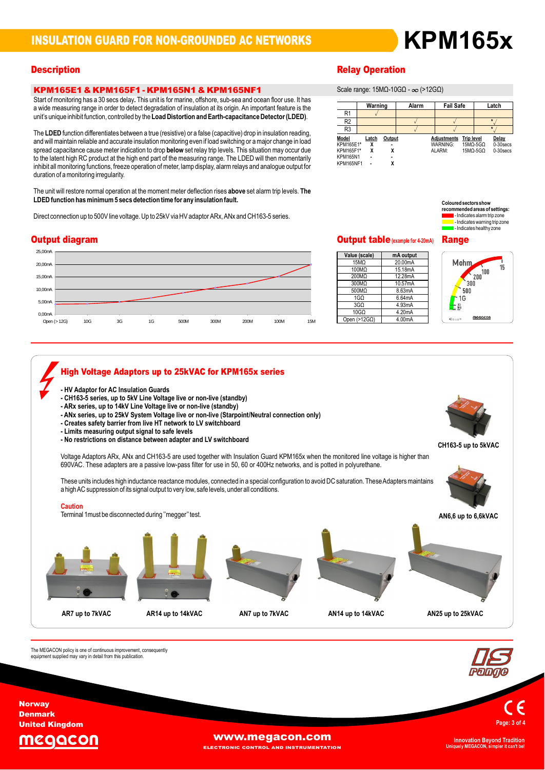# INSULATION GUARD FOR NON-GROUNDED AC NETWORKS

# KPM165x

## Description

### KPM165E1 & KPM165F1 - KPM165N1 & KPM165NF1

Start of monitoring has a 30 secs delay**.** This unit is for marine, offshore, sub-sea and ocean floor use. It has a wide measuring range in order to detect degradation of insulation at its origin. An important feature is the unit's unique inhibit function, controlled by the **Load Distortion and Earth-capacitance Detector (LDED)**.

The **LDED** function differentiates between a true (resistive) or a false (capacitive) drop in insulation reading, and will maintain reliable and accurate insulation monitoring even if load switching or a major change in load spread capacitance cause meter indication to drop **below** set relay trip levels. This situation may occur due to the latent high RC product at the high end part of the measuring range. The LDED will then momentarily inhibit all monitoring functions, freeze operation of meter, lamp display, alarm relays and analogue output for duration of a monitoring irregularity.

The unit will restore normal operation at the moment meter deflection rises **above** set alarm trip levels. **The LDED function has minimum 5 secs detection time for any insulation fault.**

Direct connection up to 500V line voltage. Up to 25kV via HV adaptor ARx, ANx and CH163-5 series.

## Relay Operation

Scale range: 15MΩ-10GΩ - ∞ (>12GΩ)

|  | Warning | Alarm | Fail Safe | Latch |
|---|---|---|---|---|
| R1 | √ |  |  |  |
| R2 |  | √ | √ | * √ |
| R3 |  | √ | √ | * √ |

| Model | Latch | Output |
|---|---|---|
| KPM165E1* | X | - |
| KPM165F1* | X | X |
| KPM165N1 | - | - |
| KPM165NF1 | - | X |

| Adjustments | Trip level | Delay |
|---|---|---|
| WARNING: | 15MΩ-5GΩ | 0-30secs |
| ALARM: | 15MΩ-5GΩ | 0-30secs |

**Coloured sectors show recommended areas of settings:**
- Indicates alarm trip zone
- Indicates warning trip zone
- Indicates healthy zone

## Output diagram

## Output table (example for 4-20mA)

| Value (scale) | mA output |
|---|---|
| 15MΩ | 20.00mA |
| 100MΩ | 15.18mA |
| 200MΩ | 12.28mA |
| 300MΩ | 10.57mA |
| 500MΩ | 8.63mA |
| 1GΩ | 6.64mA |
| 3GΩ | 4.93mA |
| 10GΩ | 4.20mA |
| Open (>12GΩ) | 4.00mA |

## Range

## High Voltage Adaptors up to 25kVAC for KPM165x series

- HV Adaptor for AC Insulation Guards
- CH163-5 series, up to 5kV Line Voltage live or non-live (standby)
- ARx series, up to 14kV Line Voltage live or non-live (standby)
- ANx series, up to 25kV System Voltage live or non-live (Starpoint/Neutral connection only)
- Creates safety barrier from live HT network to LV switchboard
- Limits measuring output signal to safe levels
- No restrictions on distance between adapter and LV switchboard

Voltage Adaptors ARx, ANx and CH163-5 are used together with Insulation Guard KPM165x when the monitored line voltage is higher than 690VAC. These adapters are a passive low-pass filter for use in 50, 60 or 400Hz networks, and is potted in polyurethane.

These units includes high inductance reactance modules, connected in a special configuration to avoid DC saturation. These Adapters maintains a high AC suppression of its signal output to very low, safe levels, under all conditions.

**Caution**

Terminal 1 must be disconnected during "megger" test.

CH163-5 up to 5kVAC

AN6,6 up to 6,6kVAC

AR7 up to 7kVAC

AR14 up to 14kVAC

AN7 up to 7kVAC

AN14 up to 14kVAC

AN25 up to 25kVAC

The MEGACON policy is one of continuous improvement, consequently equipment supplied may vary in detail from this publication.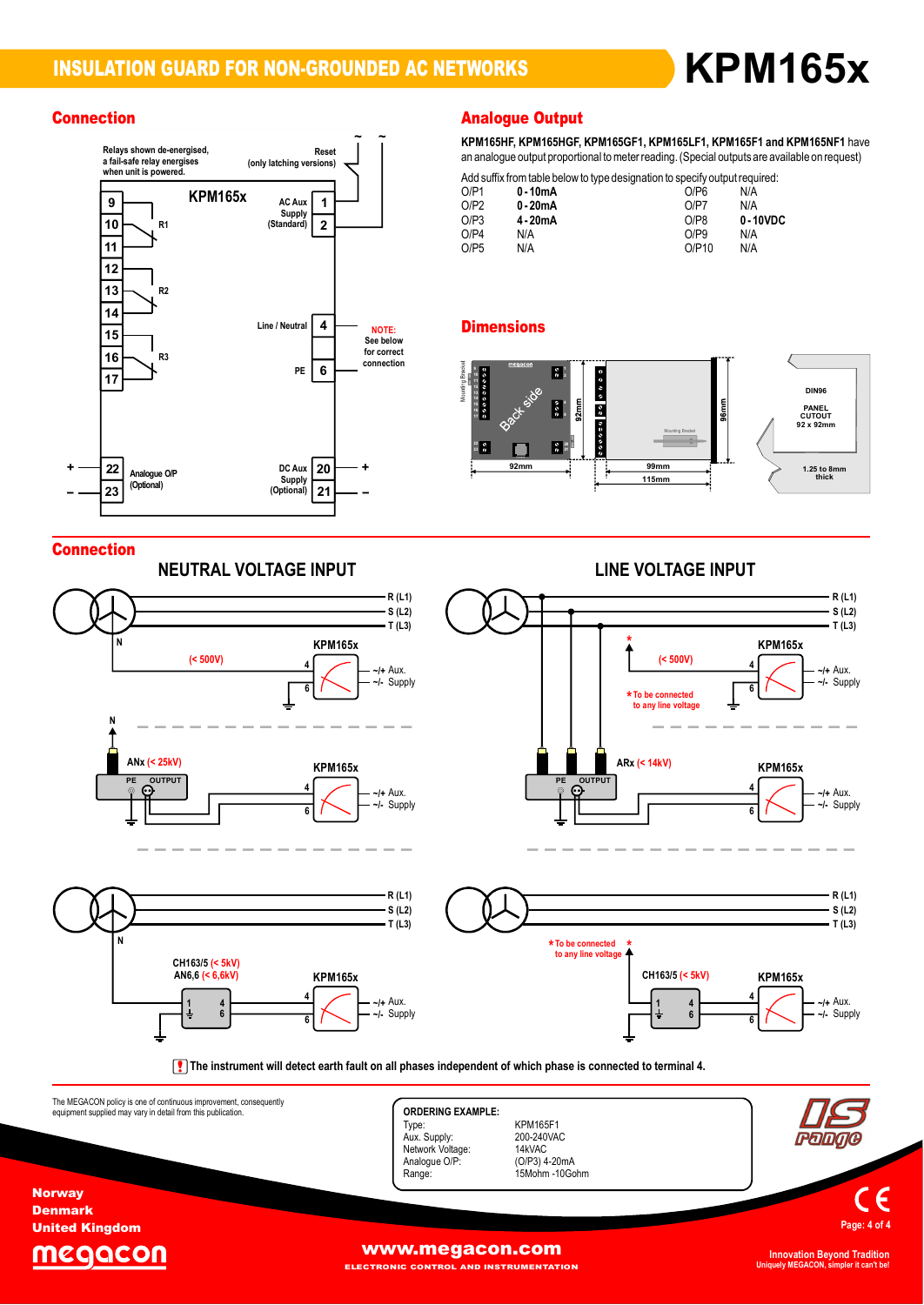# INSULATION GUARD FOR NON-GROUNDED AC NETWORKS

# KPM165x

## Connection

Relays shown de-energised, a fail-safe relay energises when unit is powered.

Reset (only latching versions)

KPM165x

9, 10, R1, 11, 12, 13, R2, 14, 15, 16, R3, 17

AC Aux Supply (Standard) 1, 2

Line / Neutral 4

NOTE: See below for correct connection

PE 6

\+ 22 Analogue O/P (Optional) – 23

DC Aux Supply (Optional) 20 + 21 –

## Analogue Output

**KPM165HF, KPM165HGF, KPM165GF1, KPM165LF1, KPM165F1 and KPM165NF1** have an analogue output proportional to meter reading. (Special outputs are available on request)

Add suffix from table below to type designation to specify output required:

| | | | |
|---|---|---|---|
| O/P1 | **0 - 10mA** | O/P6 | N/A |
| O/P2 | **0 - 20mA** | O/P7 | N/A |
| O/P3 | **4 - 20mA** | O/P8 | **0 - 10VDC** |
| O/P4 | N/A | O/P9 | N/A |
| O/P5 | N/A | O/P10 | N/A |

## Dimensions

Mounting Bracket

Back side

92mm

92mm

99mm

115mm

96mm

DIN96

PANEL CUTOUT 92 x 92mm

1.25 to 8mm thick

## Connection

### NEUTRAL VOLTAGE INPUT

R (L1)
S (L2)
T (L3)

N

(< 500V)

KPM165x

4, 6

~/+ Aux.
~/- Supply

ANx (< 25kV)

PE OUTPUT

CH163/5 (< 5kV)
AN6,6 (< 6,6kV)

### LINE VOLTAGE INPUT

(< 500V)

* To be connected to any line voltage

ARx (< 14kV)

CH163/5 (< 5kV)

**The instrument will detect earth fault on all phases independent of which phase is connected to terminal 4.**

The MEGACON policy is one of continuous improvement, consequently equipment supplied may vary in detail from this publication.

**ORDERING EXAMPLE:**

| | |
|---|---|
| Type: | KPM165F1 |
| Aux. Supply: | 200-240VAC |
| Network Voltage: | 14kVAC |
| Analogue O/P: | (O/P3) 4-20mA |
| Range: | 15Mohm -10Gohm |

IS Range

Norway
Denmark
United Kingdom

megacon

www.megacon.com

ELECTRONIC CONTROL AND INSTRUMENTATION

Innovation Beyond Tradition
Uniquely MEGACON, simpler it can't be!